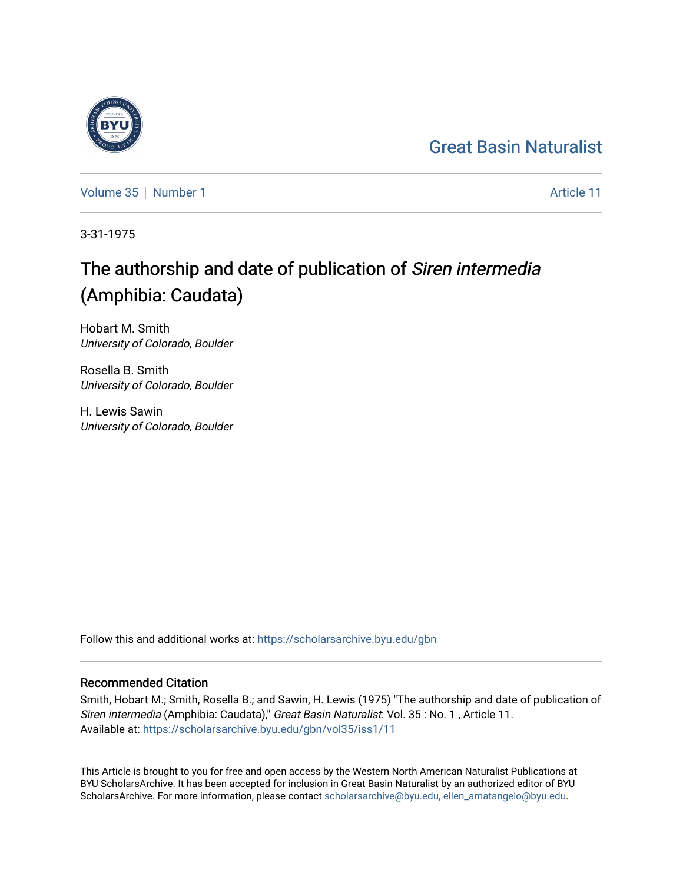Great Basin Naturalist

Volume 35 | Number 1

Article 11

3-31-1975

# The authorship and date of publication of *Siren intermedia* (Amphibia: Caudata)

Hobart M. Smith
*University of Colorado, Boulder*

Rosella B. Smith
*University of Colorado, Boulder*

H. Lewis Sawin
*University of Colorado, Boulder*

Follow this and additional works at: https://scholarsarchive.byu.edu/gbn

## Recommended Citation

Smith, Hobart M.; Smith, Rosella B.; and Sawin, H. Lewis (1975) "The authorship and date of publication of *Siren intermedia* (Amphibia: Caudata)," *Great Basin Naturalist*: Vol. 35 : No. 1 , Article 11.
Available at: https://scholarsarchive.byu.edu/gbn/vol35/iss1/11

This Article is brought to you for free and open access by the Western North American Naturalist Publications at BYU ScholarsArchive. It has been accepted for inclusion in Great Basin Naturalist by an authorized editor of BYU ScholarsArchive. For more information, please contact scholarsarchive@byu.edu, ellen_amatangelo@byu.edu.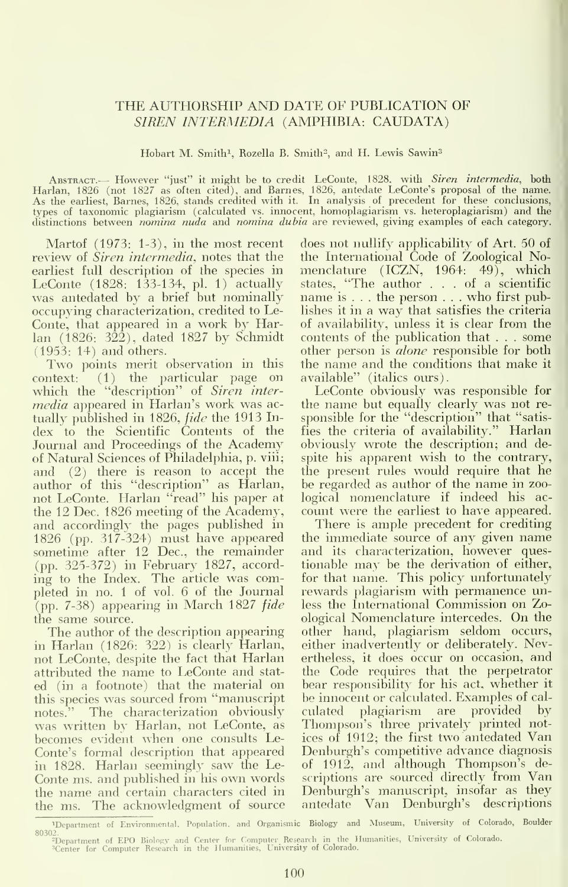# THE AUTHORSHIP AND DATE OF PUBLICATION OF *SIREN INTERMEDIA* (AMPHIBIA: CAUDATA)

Hobart M. Smith[1], Rozella B. Smith[2], and H. Lewis Sawin[3]

ABSTRACT.— However "just" it might be to credit LeConte, 1828, with *Siren intermedia*, both Harlan, 1826 (not 1827 as often cited), and Barnes, 1826, antedate LeConte's proposal of the name. As the earliest, Barnes, 1826, stands credited with it. In analysis of precedent for these conclusions, types of taxonomic plagiarism (calculated vs. innocent, homoplagiarism vs. heteroplagiarism) and the distinctions between *nomina nuda* and *nomina dubia* are reviewed, giving examples of each category.

Martof (1973: 1-3), in the most recent review of *Siren intermedia*, notes that the earliest full description of the species in LeConte (1828: 133-134, pl. 1) actually was antedated by a brief but nominally occupying characterization, credited to LeConte, that appeared in a work by Harlan (1826: 322), dated 1827 by Schmidt (1953: 14) and others.

Two points merit observation in this context: (1) the particular page on which the "description" of *Siren intermedia* appeared in Harlan's work was actually published in 1826, *fide* the 1913 Index to the Scientific Contents of the Journal and Proceedings of the Academy of Natural Sciences of Philadelphia, p. viii; and (2) there is reason to accept the author of this "description" as Harlan, not LeConte. Harlan "read" his paper at the 12 Dec. 1826 meeting of the Academy, and accordingly the pages published in 1826 (pp. 317-324) must have appeared sometime after 12 Dec., the remainder (pp. 325-372) in February 1827, according to the Index. The article was completed in no. 1 of vol. 6 of the Journal (pp. 7-38) appearing in March 1827 *fide* the same source.

The author of the description appearing in Harlan (1826: 322) is clearly Harlan, not LeConte, despite the fact that Harlan attributed the name to LeConte and stated (in a footnote) that the material on this species was sourced from "manuscript notes." The characterization obviously was written by Harlan, not LeConte, as becomes evident when one consults LeConte's formal description that appeared in 1828. Harlan seemingly saw the LeConte ms. and published in his own words the name and certain characters cited in the ms. The acknowledgment of source does not nullify applicability of Art. 50 of the International Code of Zoological Nomenclature (ICZN, 1964: 49), which states, "The author . . . of a scientific name is . . . the person . . . who first publishes it in a way that satisfies the criteria of availability, unless it is clear from the contents of the publication that . . . some other person is *alone* responsible for both the name and the conditions that make it available" (italics ours).

LeConte obviously was responsible for the name but equally clearly was not responsible for the "description" that "satisfies the criteria of availability." Harlan obviously wrote the description; and despite his apparent wish to the contrary, the present rules would require that he be regarded as author of the name in zoological nomenclature if indeed his account were the earliest to have appeared.

There is ample precedent for crediting the immediate source of any given name and its characterization, however questionable may be the derivation of either, for that name. This policy unfortunately rewards plagiarism with permanence unless the International Commission on Zoological Nomenclature intercedes. On the other hand, plagiarism seldom occurs, either inadvertently or deliberately. Nevertheless, it does occur on occasion, and the Code requires that the perpetrator bear responsibility for his act, whether it be innocent or calculated. Examples of calculated plagiarism are provided by Thompson's three privately printed notices of 1912; the first two antedated Van Denburgh's competitive advance diagnosis of 1912, and although Thompson's descriptions are sourced directly from Van Denburgh's manuscript, insofar as they antedate Van Denburgh's descriptions

[1]Department of Environmental, Population, and Organismic Biology and Museum, University of Colorado, Boulder 80302.
[2]Department of EPO Biology and Center for Computer Research in the Humanities, University of Colorado.
[3]Center for Computer Research in the Humanities, University of Colorado.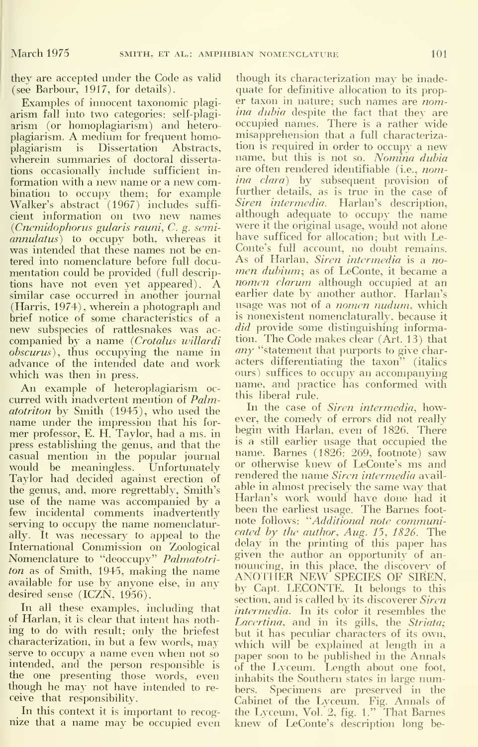they are accepted under the Code as valid (see Barbour, 1917, for details).

Examples of innocent taxonomic plagiarism fall into two categories: self-plagiarism (or homoplagiarism) and heteroplagiarism. A medium for frequent homoplagiarism is Dissertation Abstracts, wherein summaries of doctoral dissertations occasionally include sufficient information with a new name or a new combination to occupy them; for example Walker's abstract (1967) includes sufficient information on two new names (*Cnemidophorus gularis rauni*, *C. g. semiannulatus*) to occupy both, whereas it was intended that these names not be entered into nomenclature before full documentation could be provided (full descriptions have not even yet appeared). A similar case occurred in another journal (Harris, 1974), wherein a photograph and brief notice of some characteristics of a new subspecies of rattlesnakes was accompanied by a name (*Crotalus willardi obscurus*), thus occupying the name in advance of the intended date and work which was then in press.

An example of heteroplagiarism occurred with inadvertent mention of *Palmatotriton* by Smith (1945), who used the name under the impression that his former professor, E. H. Taylor, had a ms. in press establishing the genus, and that the casual mention in the popular journal would be meaningless. Unfortunately Taylor had decided against erection of the genus, and, more regrettably, Smith's use of the name was accompanied by a few incidental comments inadvertently serving to occupy the name nomenclaturally. It was necessary to appeal to the International Commission on Zoological Nomenclature to "deoccupy" *Palmatotriton* as of Smith, 1945, making the name available for use by anyone else, in any desired sense (ICZN, 1956).

In all these examples, including that of Harlan, it is clear that intent has nothing to do with result; only the briefest characterization, in but a few words, may serve to occupy a name even when not so intended, and the person responsible is the one presenting those words, even though he may not have intended to receive that responsibility.

In this context it is important to recognize that a name may be occupied even though its characterization may be inadequate for definitive allocation to its proper taxon in nature; such names are *nomina dubia* despite the fact that they are occupied names. There is a rather wide misapprehension that a full characterization is required in order to occupy a new name, but this is not so. *Nomina dubia* are often rendered identifiable (i.e., *nomina clara*) by subsequent provision of further details, as is true in the case of *Siren intermedia*. Harlan's description, although adequate to occupy the name were it the original usage, would not alone have sufficed for allocation; but with LeConte's full account, no doubt remains. As of Harlan, *Siren intermedia* is a *nomen dubium*; as of LeConte, it became a *nomen clarum* although occupied at an earlier date by another author. Harlan's usage was not of a *nomen nudum*, which is nonexistent nomenclaturally, because it *did* provide some distinguishing information. The Code makes clear (Art. 13) that *any* "statement that purports to give characters differentiating the taxon" (italics ours) suffices to occupy an accompanying name, and practice has conformed with this liberal rule.

In the case of *Siren intermedia*, however, the comedy of errors did not really begin with Harlan, even of 1826. There is a still earlier usage that occupied the name. Barnes (1826: 269, footnote) saw or otherwise knew of LeConte's ms and rendered the name *Siren intermedia* available in almost precisely the same way that Harlan's work would have done had it been the earliest usage. The Barnes footnote follows: "*Additional note communicated by the author, Aug. 15, 1826.* The delay in the printing of this paper has given the author an opportunity of announcing, in this place, the discovery of ANOTHER NEW SPECIES OF SIREN, by Capt. LECONTE. It belongs to this section, and is called by its discoverer *Siren intermedia*. In its color it resembles the *Lacertina*, and in its gills, the *Striata*; but it has peculiar characters of its own, which will be explained at length in a paper soon to be published in the Annals of the Lyceum. Length about one foot, inhabits the Southern states in large numbers. Specimens are preserved in the Cabinet of the Lyceum. Fig. Annals of the Lyceum, Vol. 2, fig. 1." That Barnes knew of LeConte's description long be-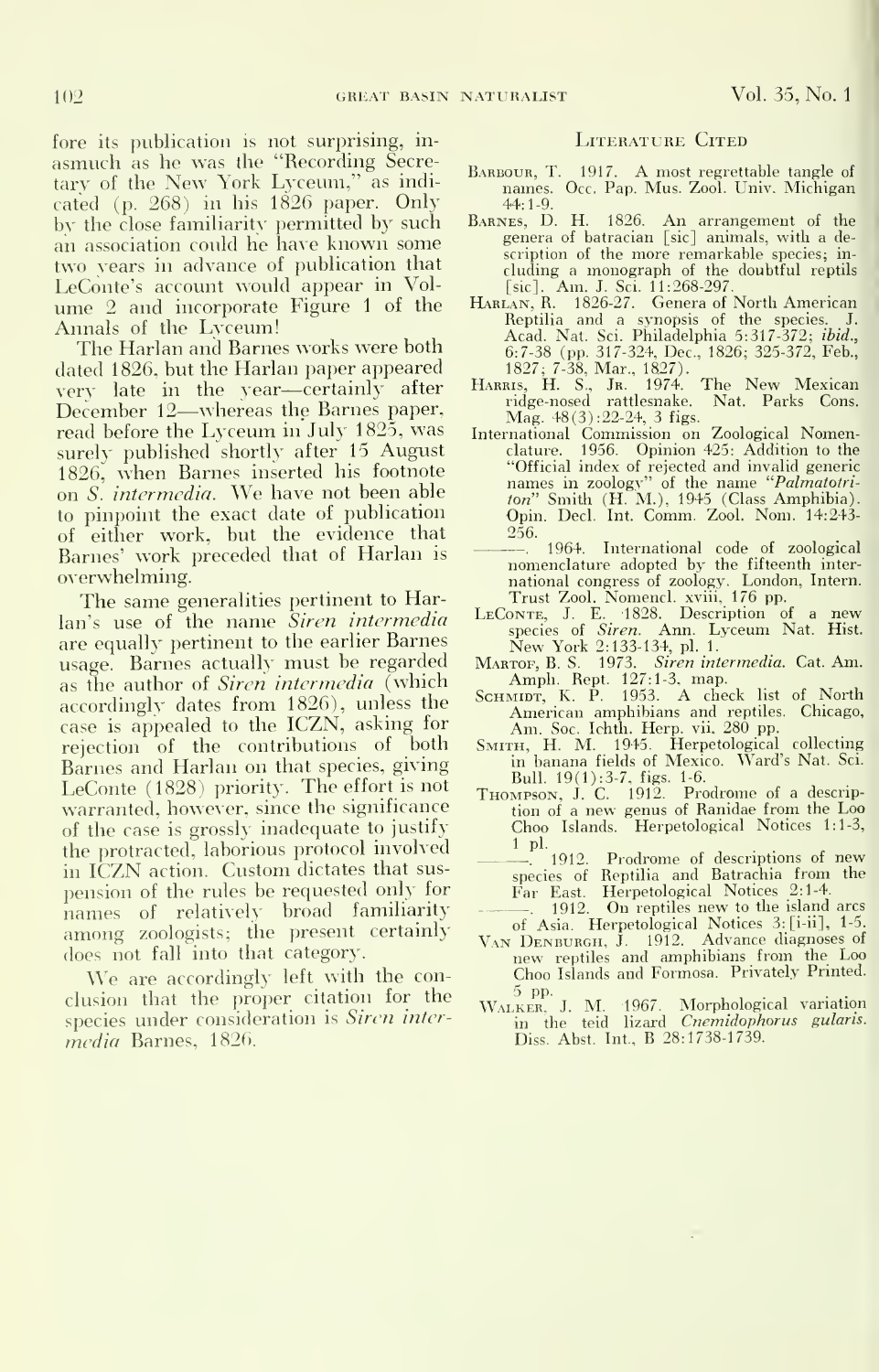fore its publication is not surprising, inasmuch as he was the "Recording Secretary of the New York Lyceum," as indicated (p. 268) in his 1826 paper. Only by the close familiarity permitted by such an association could he have known some two years in advance of publication that LeConte's account would appear in Volume 2 and incorporate Figure 1 of the Annals of the Lyceum!

The Harlan and Barnes works were both dated 1826, but the Harlan paper appeared very late in the year—certainly after December 12—whereas the Barnes paper, read before the Lyceum in July 1825, was surely published shortly after 15 August 1826, when Barnes inserted his footnote on *S. intermedia*. We have not been able to pinpoint the exact date of publication of either work, but the evidence that Barnes' work preceded that of Harlan is overwhelming.

The same generalities pertinent to Harlan's use of the name *Siren intermedia* are equally pertinent to the earlier Barnes usage. Barnes actually must be regarded as the author of *Siren intermedia* (which accordingly dates from 1826), unless the case is appealed to the ICZN, asking for rejection of the contributions of both Barnes and Harlan on that species, giving LeConte (1828) priority. The effort is not warranted, however, since the significance of the case is grossly inadequate to justify the protracted, laborious protocol involved in ICZN action. Custom dictates that suspension of the rules be requested only for names of relatively broad familiarity among zoologists; the present certainly does not fall into that category.

We are accordingly left with the conclusion that the proper citation for the species under consideration is *Siren intermedia* Barnes, 1826.

## Literature Cited

Barbour, T. 1917. A most regrettable tangle of names. Occ. Pap. Mus. Zool. Univ. Michigan 44:1-9.

Barnes, D. H. 1826. An arrangement of the genera of batracian [sic] animals, with a description of the more remarkable species; including a monograph of the doubtful reptils [sic]. Am. J. Sci. 11:268-297.

Harlan, R. 1826-27. Genera of North American Reptilia and a synopsis of the species. J. Acad. Nat. Sci. Philadelphia 5:317-372; *ibid.*, 6:7-38 (pp. 317-324, Dec., 1826; 325-372, Feb., 1827; 7-38, Mar., 1827).

Harris, H. S., Jr. 1974. The New Mexican ridge-nosed rattlesnake. Nat. Parks Cons. Mag. 48(3):22-24, 3 figs.

International Commission on Zoological Nomenclature. 1956. Opinion 425: Addition to the "Official index of rejected and invalid generic names in zoology" of the name "*Palmatotriton*" Smith (H. M.), 1945 (Class Amphibia). Opin. Decl. Int. Comm. Zool. Nom. 14:243-256.

———. 1964. International code of zoological nomenclature adopted by the fifteenth international congress of zoology. London, Intern. Trust Zool. Nomencl. xviii, 176 pp.

LeConte, J. E. 1828. Description of a new species of *Siren*. Ann. Lyceum Nat. Hist. New York 2:133-134, pl. 1.

Martof, B. S. 1973. *Siren intermedia*. Cat. Am. Amph. Rept. 127:1-3, map.

Schmidt, K. P. 1953. A check list of North American amphibians and reptiles. Chicago, Am. Soc. Ichth. Herp. vii, 280 pp.

Smith, H. M. 1945. Herpetological collecting in banana fields of Mexico. Ward's Nat. Sci. Bull. 19(1):3-7, figs. 1-6.

Thompson, J. C. 1912. Prodrome of a description of a new genus of Ranidae from the Loo Choo Islands. Herpetological Notices 1:1-3, 1 pl.

———. 1912. Prodrome of descriptions of new species of Reptilia and Batrachia from the Far East. Herpetological Notices 2:1-4.

———. 1912. On reptiles new to the island arcs of Asia. Herpetological Notices 3:[i-ii], 1-5.

Van Denburgh, J. 1912. Advance diagnoses of new reptiles and amphibians from the Loo Choo Islands and Formosa. Privately Printed. 5 pp.

Walker, J. M. 1967. Morphological variation in the teid lizard *Cnemidophorus gularis*. Diss. Abst. Int., B 28:1738-1739.